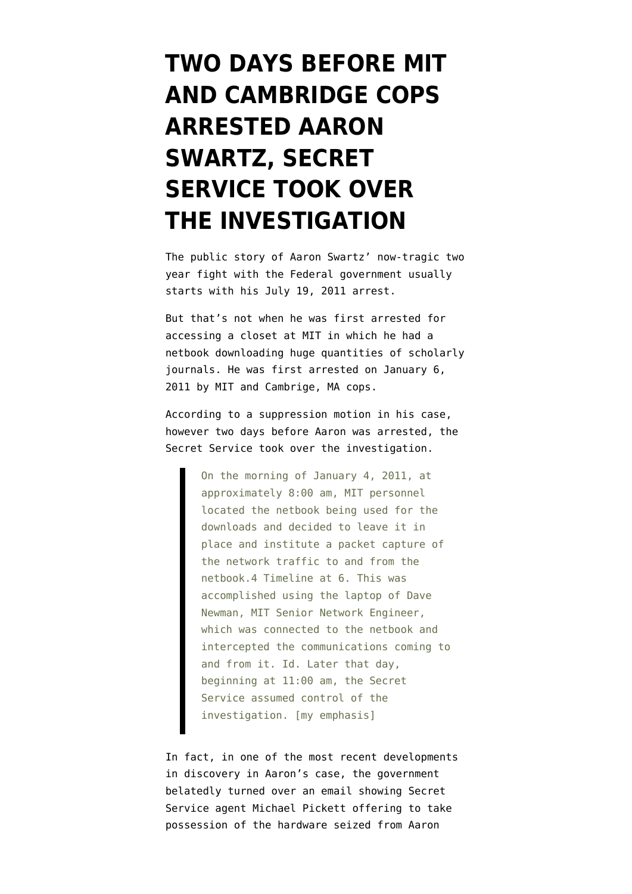# TWO DAYS BEFORE MIT AND CAMBRIDGE COPS ARRESTED AARON SWARTZ, SECRET SERVICE TOOK OVER THE INVESTIGATION

The public story of Aaron Swartz' now-tragic two year fight with the Federal government usually starts with his July 19, 2011 arrest.

But that's not when he was first arrested for accessing a closet at MIT in which he had a netbook downloading huge quantities of scholarly journals. He was first arrested on January 6, 2011 by MIT and Cambrige, MA cops.

According to a suppression motion in his case, however two days before Aaron was arrested, the Secret Service took over the investigation.

> On the morning of January 4, 2011, at approximately 8:00 am, MIT personnel located the netbook being used for the downloads and decided to leave it in place and institute a packet capture of the network traffic to and from the netbook.4 Timeline at 6. This was accomplished using the laptop of Dave Newman, MIT Senior Network Engineer, which was connected to the netbook and intercepted the communications coming to and from it. Id. Later that day, beginning at 11:00 am, the Secret Service assumed control of the investigation. [my emphasis]

In fact, in one of the most recent developments in discovery in Aaron's case, the government belatedly turned over an email showing Secret Service agent Michael Pickett offering to take possession of the hardware seized from Aaron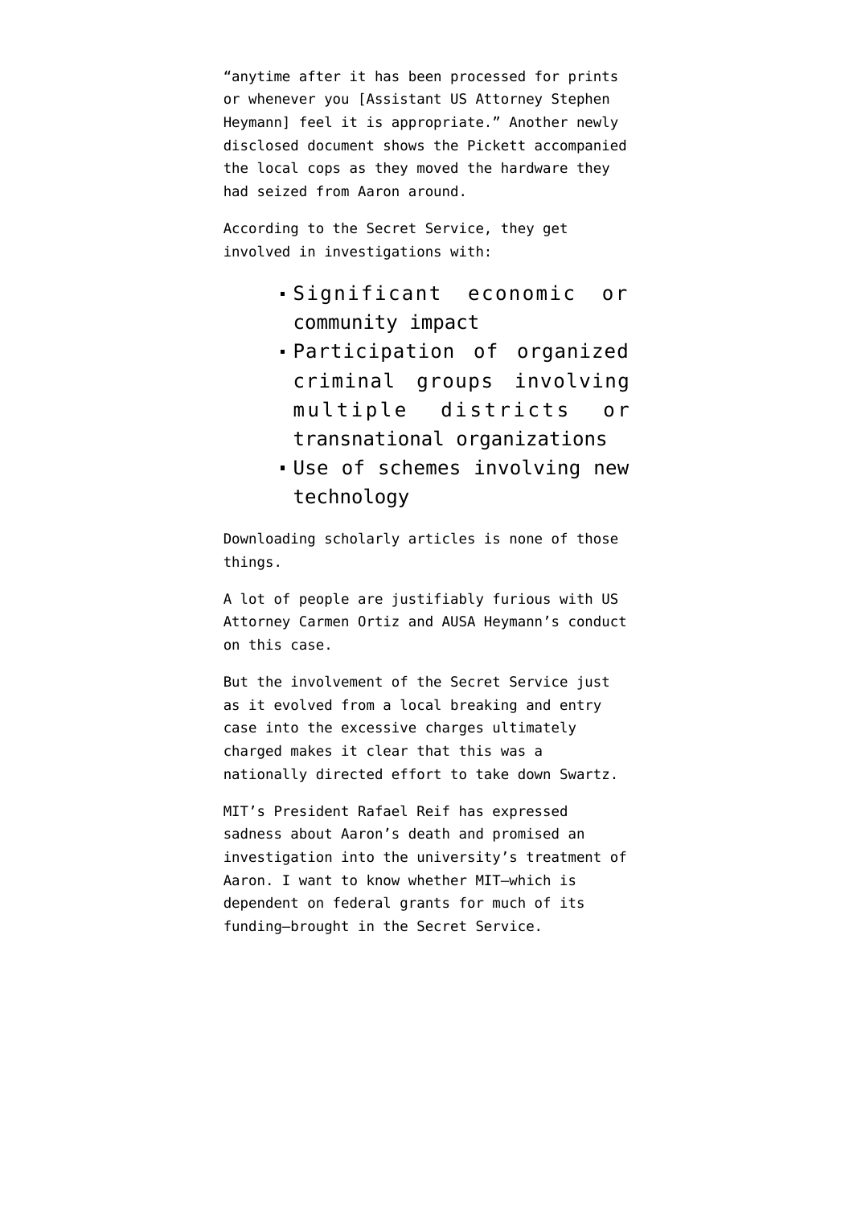"anytime after it has been processed for prints or whenever you [Assistant US Attorney Stephen Heymann] feel it is appropriate." Another newly disclosed document shows the Pickett accompanied the local cops as they moved the hardware they had seized from Aaron around.

According to the Secret Service, they get involved in investigations with:

- Significant economic or community impact
- Participation of organized criminal groups involving multiple districts or transnational organizations
- Use of schemes involving new technology

Downloading scholarly articles is none of those things.

A lot of people are justifiably furious with US Attorney Carmen Ortiz and AUSA Heymann's conduct on this case.

But the involvement of the Secret Service just as it evolved from a local breaking and entry case into the excessive charges ultimately charged makes it clear that this was a nationally directed effort to take down Swartz.

MIT's President Rafael Reif has expressed sadness about Aaron's death and promised an investigation into the university's treatment of Aaron. I want to know whether MIT–which is dependent on federal grants for much of its funding–brought in the Secret Service.